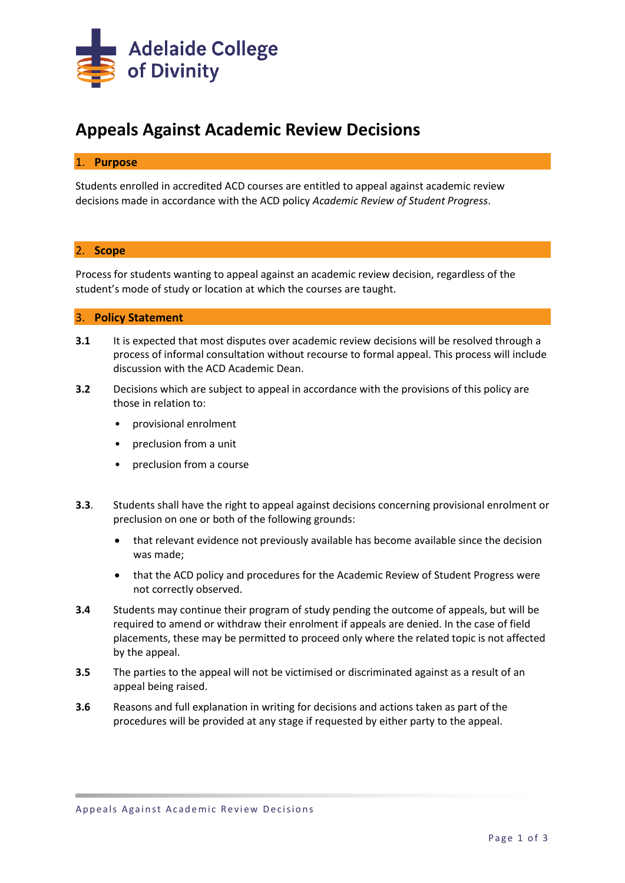Adelaide College of Divinity

# Appeals Against Academic Review Decisions

## 1. Purpose

Students enrolled in accredited ACD courses are entitled to appeal against academic review decisions made in accordance with the ACD policy *Academic Review of Student Progress*.

## 2. Scope

Process for students wanting to appeal against an academic review decision, regardless of the student's mode of study or location at which the courses are taught.

## 3. Policy Statement

**3.1** It is expected that most disputes over academic review decisions will be resolved through a process of informal consultation without recourse to formal appeal. This process will include discussion with the ACD Academic Dean.

**3.2** Decisions which are subject to appeal in accordance with the provisions of this policy are those in relation to:

- provisional enrolment
- preclusion from a unit
- preclusion from a course

**3.3**. Students shall have the right to appeal against decisions concerning provisional enrolment or preclusion on one or both of the following grounds:

- that relevant evidence not previously available has become available since the decision was made;
- that the ACD policy and procedures for the Academic Review of Student Progress were not correctly observed.

**3.4** Students may continue their program of study pending the outcome of appeals, but will be required to amend or withdraw their enrolment if appeals are denied. In the case of field placements, these may be permitted to proceed only where the related topic is not affected by the appeal.

**3.5** The parties to the appeal will not be victimised or discriminated against as a result of an appeal being raised.

**3.6** Reasons and full explanation in writing for decisions and actions taken as part of the procedures will be provided at any stage if requested by either party to the appeal.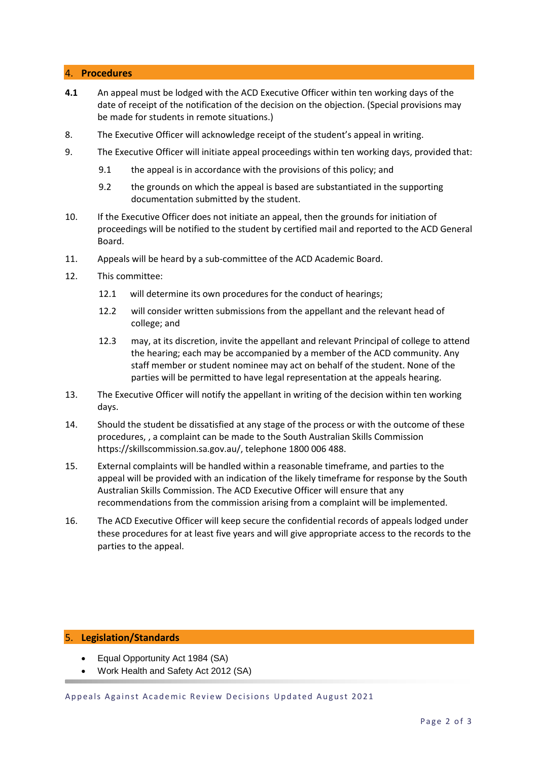## 4. Procedures

**4.1** An appeal must be lodged with the ACD Executive Officer within ten working days of the date of receipt of the notification of the decision on the objection. (Special provisions may be made for students in remote situations.)

8. The Executive Officer will acknowledge receipt of the student's appeal in writing.

9. The Executive Officer will initiate appeal proceedings within ten working days, provided that:

   9.1 the appeal is in accordance with the provisions of this policy; and

   9.2 the grounds on which the appeal is based are substantiated in the supporting documentation submitted by the student.

10. If the Executive Officer does not initiate an appeal, then the grounds for initiation of proceedings will be notified to the student by certified mail and reported to the ACD General Board.

11. Appeals will be heard by a sub-committee of the ACD Academic Board.

12. This committee:

   12.1 will determine its own procedures for the conduct of hearings;

   12.2 will consider written submissions from the appellant and the relevant head of college; and

   12.3 may, at its discretion, invite the appellant and relevant Principal of college to attend the hearing; each may be accompanied by a member of the ACD community. Any staff member or student nominee may act on behalf of the student. None of the parties will be permitted to have legal representation at the appeals hearing.

13. The Executive Officer will notify the appellant in writing of the decision within ten working days.

14. Should the student be dissatisfied at any stage of the process or with the outcome of these procedures, , a complaint can be made to the South Australian Skills Commission https://skillscommission.sa.gov.au/, telephone 1800 006 488.

15. External complaints will be handled within a reasonable timeframe, and parties to the appeal will be provided with an indication of the likely timeframe for response by the South Australian Skills Commission. The ACD Executive Officer will ensure that any recommendations from the commission arising from a complaint will be implemented.

16. The ACD Executive Officer will keep secure the confidential records of appeals lodged under these procedures for at least five years and will give appropriate access to the records to the parties to the appeal.

## 5. Legislation/Standards

- Equal Opportunity Act 1984 (SA)
- Work Health and Safety Act 2012 (SA)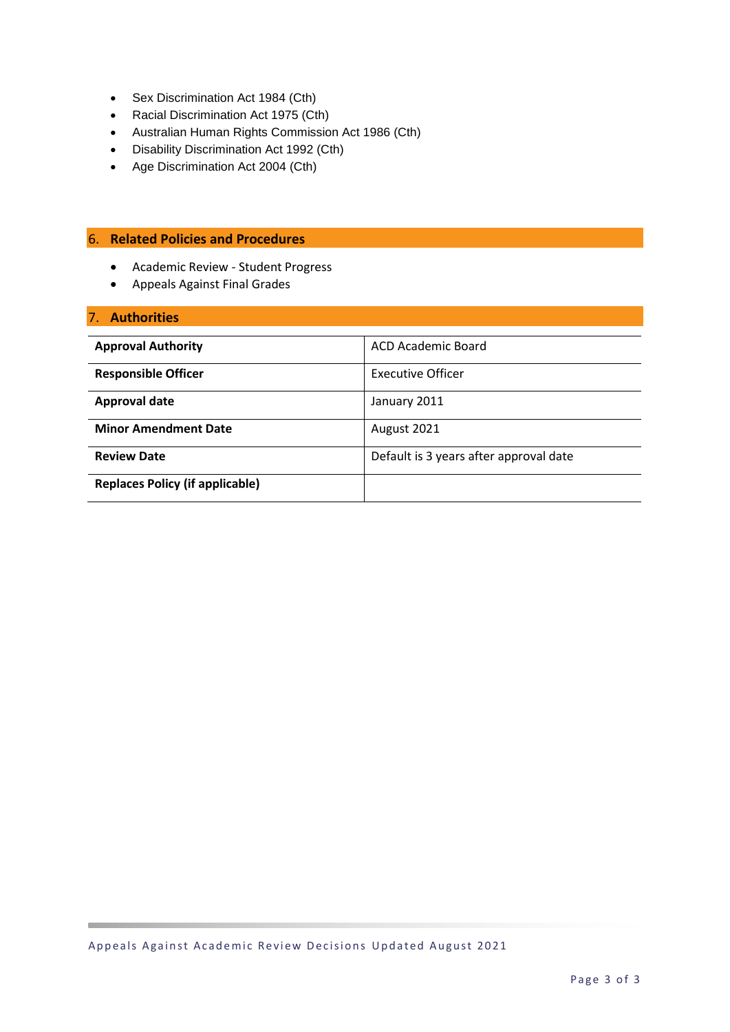- Sex Discrimination Act 1984 (Cth)
- Racial Discrimination Act 1975 (Cth)
- Australian Human Rights Commission Act 1986 (Cth)
- Disability Discrimination Act 1992 (Cth)
- Age Discrimination Act 2004 (Cth)

## 6. Related Policies and Procedures

- Academic Review - Student Progress
- Appeals Against Final Grades

## 7. Authorities

| | |
|---|---|
| **Approval Authority** | ACD Academic Board |
| **Responsible Officer** | Executive Officer |
| **Approval date** | January 2011 |
| **Minor Amendment Date** | August 2021 |
| **Review Date** | Default is 3 years after approval date |
| **Replaces Policy (if applicable)** | |